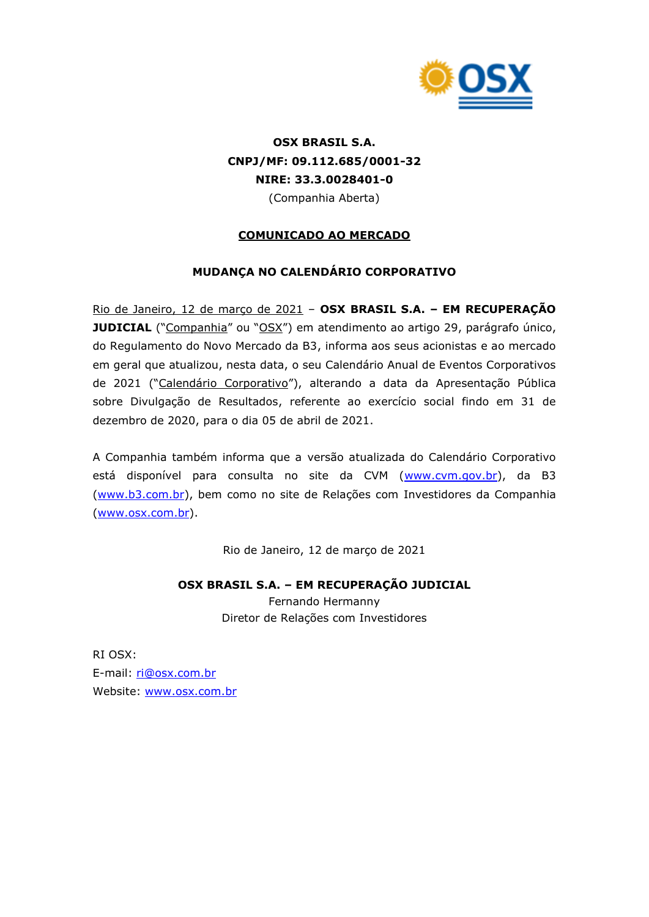**OSX BRASIL S.A.**
**CNPJ/MF: 09.112.685/0001-32**
**NIRE: 33.3.0028401-0**
(Companhia Aberta)

**COMUNICADO AO MERCADO**

**MUDANÇA NO CALENDÁRIO CORPORATIVO**

Rio de Janeiro, 12 de março de 2021 – **OSX BRASIL S.A. – EM RECUPERAÇÃO JUDICIAL** ("Companhia" ou "OSX") em atendimento ao artigo 29, parágrafo único, do Regulamento do Novo Mercado da B3, informa aos seus acionistas e ao mercado em geral que atualizou, nesta data, o seu Calendário Anual de Eventos Corporativos de 2021 ("Calendário Corporativo"), alterando a data da Apresentação Pública sobre Divulgação de Resultados, referente ao exercício social findo em 31 de dezembro de 2020, para o dia 05 de abril de 2021.

A Companhia também informa que a versão atualizada do Calendário Corporativo está disponível para consulta no site da CVM (www.cvm.gov.br), da B3 (www.b3.com.br), bem como no site de Relações com Investidores da Companhia (www.osx.com.br).

Rio de Janeiro, 12 de março de 2021

**OSX BRASIL S.A. – EM RECUPERAÇÃO JUDICIAL**
Fernando Hermanny
Diretor de Relações com Investidores

RI OSX:
E-mail: ri@osx.com.br
Website: www.osx.com.br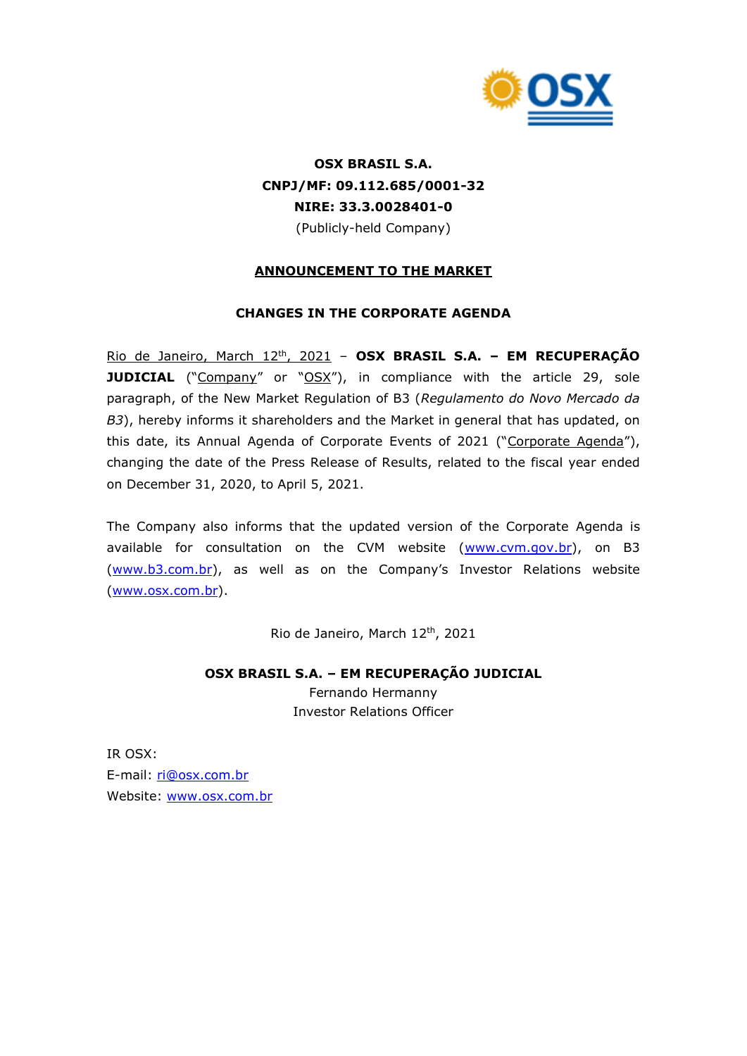**OSX BRASIL S.A.**
**CNPJ/MF: 09.112.685/0001-32**
**NIRE: 33.3.0028401-0**
(Publicly-held Company)

**ANNOUNCEMENT TO THE MARKET**

**CHANGES IN THE CORPORATE AGENDA**

Rio de Janeiro, March 12th, 2021 – **OSX BRASIL S.A. – EM RECUPERAÇÃO JUDICIAL** ("Company" or "OSX"), in compliance with the article 29, sole paragraph, of the New Market Regulation of B3 (*Regulamento do Novo Mercado da B3*), hereby informs it shareholders and the Market in general that has updated, on this date, its Annual Agenda of Corporate Events of 2021 ("Corporate Agenda"), changing the date of the Press Release of Results, related to the fiscal year ended on December 31, 2020, to April 5, 2021.

The Company also informs that the updated version of the Corporate Agenda is available for consultation on the CVM website (www.cvm.gov.br), on B3 (www.b3.com.br), as well as on the Company's Investor Relations website (www.osx.com.br).

Rio de Janeiro, March 12th, 2021

**OSX BRASIL S.A. – EM RECUPERAÇÃO JUDICIAL**
Fernando Hermanny
Investor Relations Officer

IR OSX:
E-mail: ri@osx.com.br
Website: www.osx.com.br